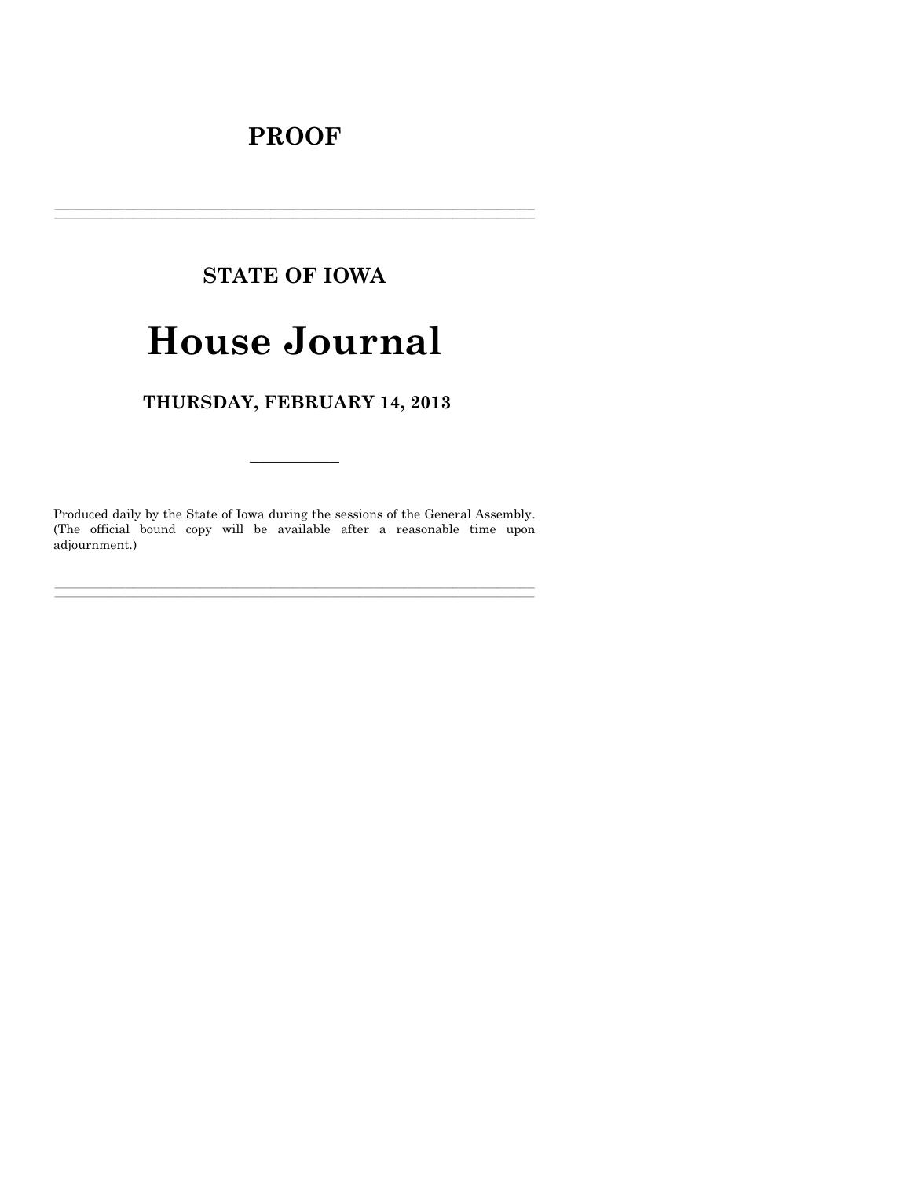# PROOF

---

## STATE OF IOWA

# House Journal

## THURSDAY, FEBRUARY 14, 2013

---

Produced daily by the State of Iowa during the sessions of the General Assembly. (The official bound copy will be available after a reasonable time upon adjournment.)

---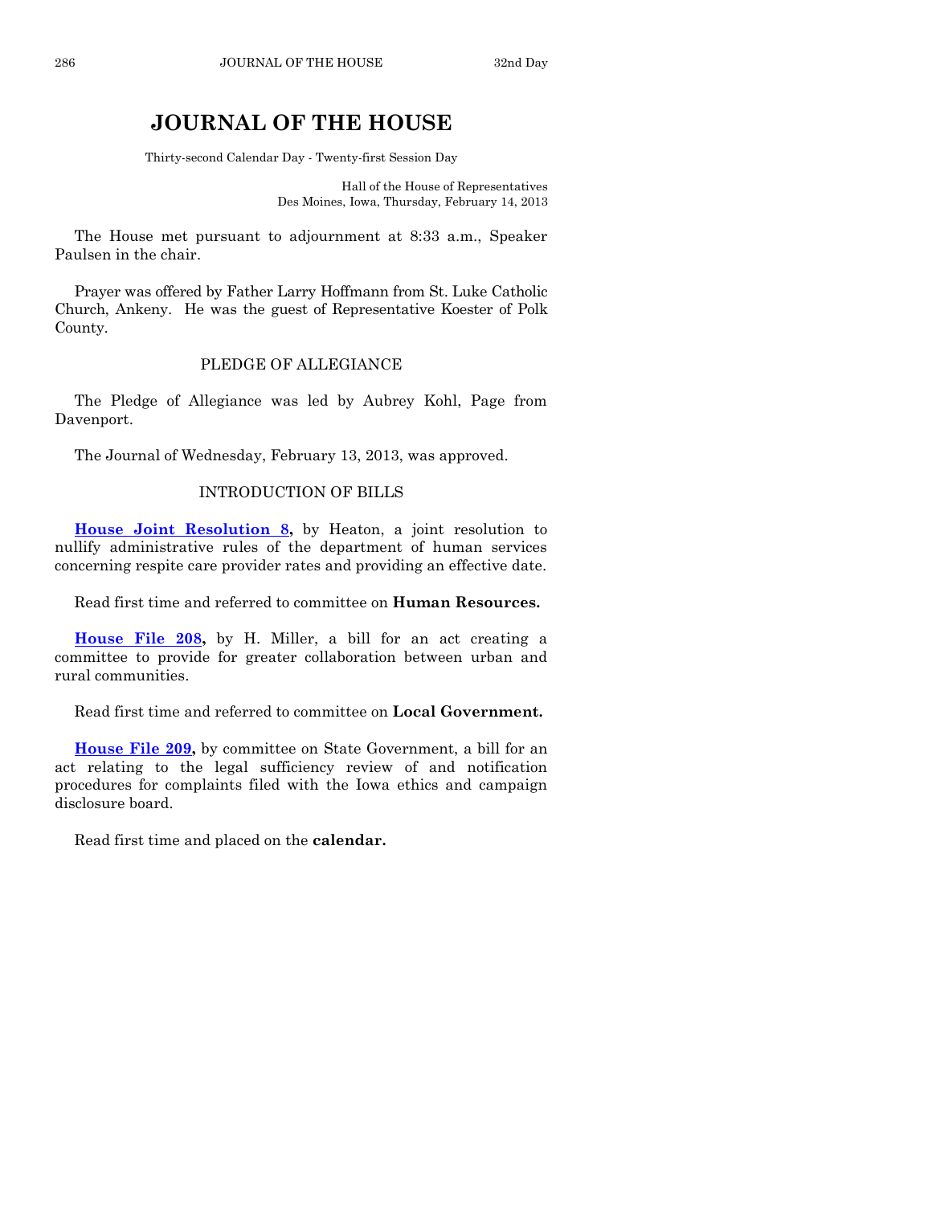# JOURNAL OF THE HOUSE

Thirty-second Calendar Day - Twenty-first Session Day

Hall of the House of Representatives
Des Moines, Iowa, Thursday, February 14, 2013

The House met pursuant to adjournment at 8:33 a.m., Speaker Paulsen in the chair.

Prayer was offered by Father Larry Hoffmann from St. Luke Catholic Church, Ankeny. He was the guest of Representative Koester of Polk County.

## PLEDGE OF ALLEGIANCE

The Pledge of Allegiance was led by Aubrey Kohl, Page from Davenport.

The Journal of Wednesday, February 13, 2013, was approved.

## INTRODUCTION OF BILLS

**House Joint Resolution 8,** by Heaton, a joint resolution to nullify administrative rules of the department of human services concerning respite care provider rates and providing an effective date.

Read first time and referred to committee on **Human Resources.**

**House File 208,** by H. Miller, a bill for an act creating a committee to provide for greater collaboration between urban and rural communities.

Read first time and referred to committee on **Local Government.**

**House File 209,** by committee on State Government, a bill for an act relating to the legal sufficiency review of and notification procedures for complaints filed with the Iowa ethics and campaign disclosure board.

Read first time and placed on the **calendar.**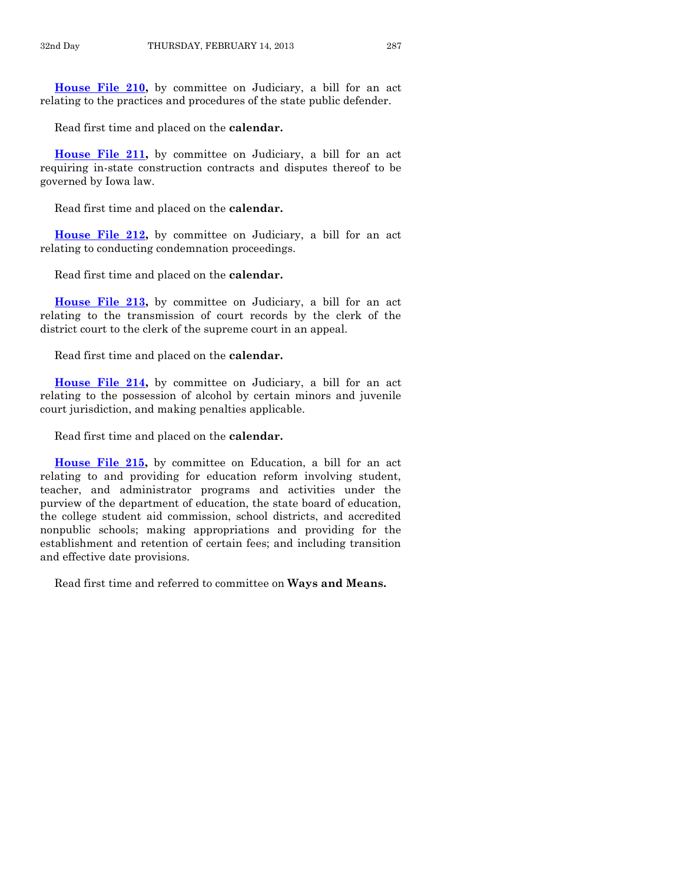**House File 210,** by committee on Judiciary, a bill for an act relating to the practices and procedures of the state public defender.

Read first time and placed on the **calendar.**

**House File 211,** by committee on Judiciary, a bill for an act requiring in-state construction contracts and disputes thereof to be governed by Iowa law.

Read first time and placed on the **calendar.**

**House File 212,** by committee on Judiciary, a bill for an act relating to conducting condemnation proceedings.

Read first time and placed on the **calendar.**

**House File 213,** by committee on Judiciary, a bill for an act relating to the transmission of court records by the clerk of the district court to the clerk of the supreme court in an appeal.

Read first time and placed on the **calendar.**

**House File 214,** by committee on Judiciary, a bill for an act relating to the possession of alcohol by certain minors and juvenile court jurisdiction, and making penalties applicable.

Read first time and placed on the **calendar.**

**House File 215,** by committee on Education, a bill for an act relating to and providing for education reform involving student, teacher, and administrator programs and activities under the purview of the department of education, the state board of education, the college student aid commission, school districts, and accredited nonpublic schools; making appropriations and providing for the establishment and retention of certain fees; and including transition and effective date provisions.

Read first time and referred to committee on **Ways and Means.**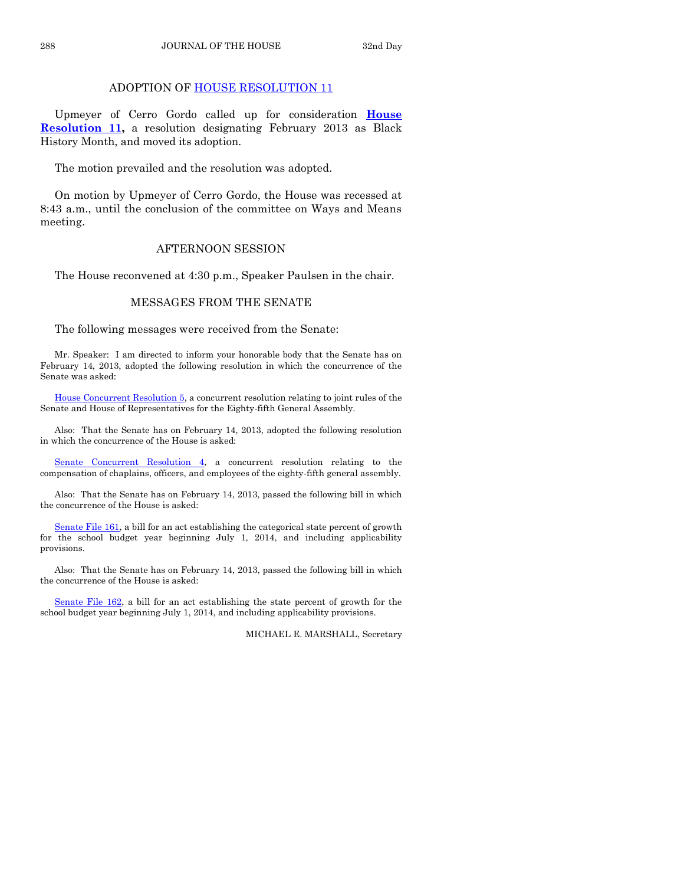## ADOPTION OF HOUSE RESOLUTION 11

Upmeyer of Cerro Gordo called up for consideration **House Resolution 11,** a resolution designating February 2013 as Black History Month, and moved its adoption.

The motion prevailed and the resolution was adopted.

On motion by Upmeyer of Cerro Gordo, the House was recessed at 8:43 a.m., until the conclusion of the committee on Ways and Means meeting.

## AFTERNOON SESSION

The House reconvened at 4:30 p.m., Speaker Paulsen in the chair.

## MESSAGES FROM THE SENATE

The following messages were received from the Senate:

Mr. Speaker: I am directed to inform your honorable body that the Senate has on February 14, 2013, adopted the following resolution in which the concurrence of the Senate was asked:

House Concurrent Resolution 5, a concurrent resolution relating to joint rules of the Senate and House of Representatives for the Eighty-fifth General Assembly.

Also: That the Senate has on February 14, 2013, adopted the following resolution in which the concurrence of the House is asked:

Senate Concurrent Resolution 4, a concurrent resolution relating to the compensation of chaplains, officers, and employees of the eighty-fifth general assembly.

Also: That the Senate has on February 14, 2013, passed the following bill in which the concurrence of the House is asked:

Senate File 161, a bill for an act establishing the categorical state percent of growth for the school budget year beginning July 1, 2014, and including applicability provisions.

Also: That the Senate has on February 14, 2013, passed the following bill in which the concurrence of the House is asked:

Senate File 162, a bill for an act establishing the state percent of growth for the school budget year beginning July 1, 2014, and including applicability provisions.

MICHAEL E. MARSHALL, Secretary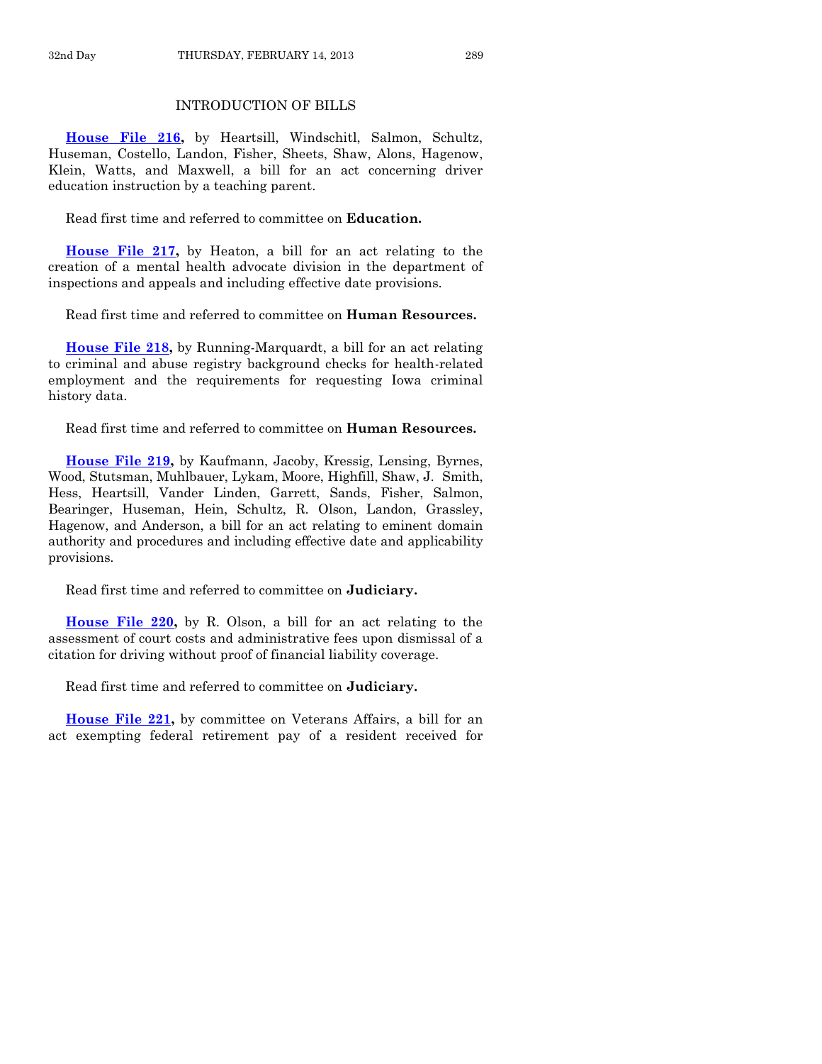## INTRODUCTION OF BILLS

**House File 216,** by Heartsill, Windschitl, Salmon, Schultz, Huseman, Costello, Landon, Fisher, Sheets, Shaw, Alons, Hagenow, Klein, Watts, and Maxwell, a bill for an act concerning driver education instruction by a teaching parent.

Read first time and referred to committee on **Education.**

**House File 217,** by Heaton, a bill for an act relating to the creation of a mental health advocate division in the department of inspections and appeals and including effective date provisions.

Read first time and referred to committee on **Human Resources.**

**House File 218,** by Running-Marquardt, a bill for an act relating to criminal and abuse registry background checks for health-related employment and the requirements for requesting Iowa criminal history data.

Read first time and referred to committee on **Human Resources.**

**House File 219,** by Kaufmann, Jacoby, Kressig, Lensing, Byrnes, Wood, Stutsman, Muhlbauer, Lykam, Moore, Highfill, Shaw, J. Smith, Hess, Heartsill, Vander Linden, Garrett, Sands, Fisher, Salmon, Bearinger, Huseman, Hein, Schultz, R. Olson, Landon, Grassley, Hagenow, and Anderson, a bill for an act relating to eminent domain authority and procedures and including effective date and applicability provisions.

Read first time and referred to committee on **Judiciary.**

**House File 220,** by R. Olson, a bill for an act relating to the assessment of court costs and administrative fees upon dismissal of a citation for driving without proof of financial liability coverage.

Read first time and referred to committee on **Judiciary.**

**House File 221,** by committee on Veterans Affairs, a bill for an act exempting federal retirement pay of a resident received for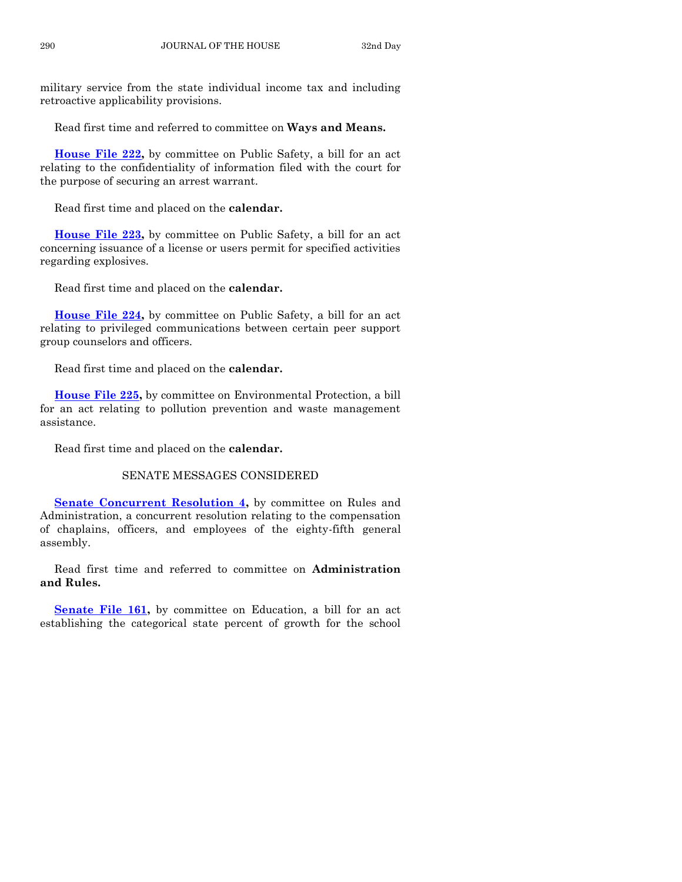military service from the state individual income tax and including retroactive applicability provisions.

Read first time and referred to committee on **Ways and Means.**

**House File 222,** by committee on Public Safety, a bill for an act relating to the confidentiality of information filed with the court for the purpose of securing an arrest warrant.

Read first time and placed on the **calendar.**

**House File 223,** by committee on Public Safety, a bill for an act concerning issuance of a license or users permit for specified activities regarding explosives.

Read first time and placed on the **calendar.**

**House File 224,** by committee on Public Safety, a bill for an act relating to privileged communications between certain peer support group counselors and officers.

Read first time and placed on the **calendar.**

**House File 225,** by committee on Environmental Protection, a bill for an act relating to pollution prevention and waste management assistance.

Read first time and placed on the **calendar.**

## SENATE MESSAGES CONSIDERED

**Senate Concurrent Resolution 4,** by committee on Rules and Administration, a concurrent resolution relating to the compensation of chaplains, officers, and employees of the eighty-fifth general assembly.

Read first time and referred to committee on **Administration and Rules.**

**Senate File 161,** by committee on Education, a bill for an act establishing the categorical state percent of growth for the school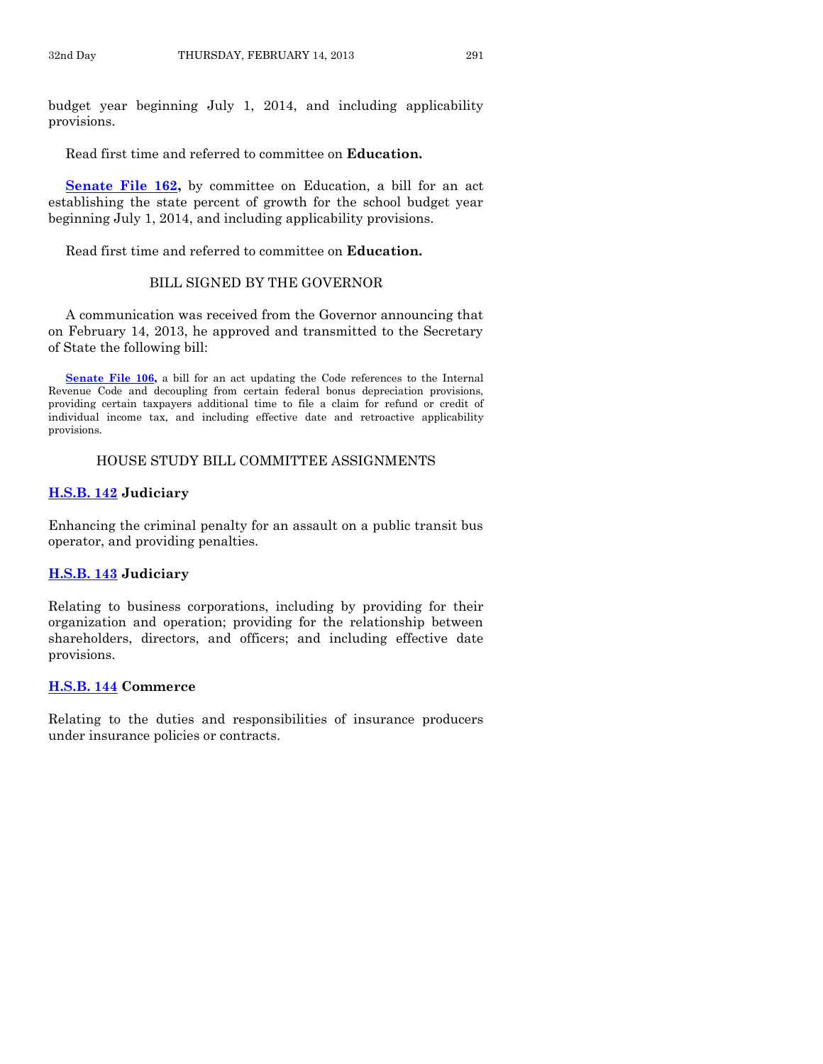budget year beginning July 1, 2014, and including applicability provisions.

Read first time and referred to committee on **Education.**

**Senate File 162,** by committee on Education, a bill for an act establishing the state percent of growth for the school budget year beginning July 1, 2014, and including applicability provisions.

Read first time and referred to committee on **Education.**

## BILL SIGNED BY THE GOVERNOR

A communication was received from the Governor announcing that on February 14, 2013, he approved and transmitted to the Secretary of State the following bill:

**Senate File 106,** a bill for an act updating the Code references to the Internal Revenue Code and decoupling from certain federal bonus depreciation provisions, providing certain taxpayers additional time to file a claim for refund or credit of individual income tax, and including effective date and retroactive applicability provisions.

## HOUSE STUDY BILL COMMITTEE ASSIGNMENTS

**H.S.B. 142 Judiciary**

Enhancing the criminal penalty for an assault on a public transit bus operator, and providing penalties.

**H.S.B. 143 Judiciary**

Relating to business corporations, including by providing for their organization and operation; providing for the relationship between shareholders, directors, and officers; and including effective date provisions.

**H.S.B. 144 Commerce**

Relating to the duties and responsibilities of insurance producers under insurance policies or contracts.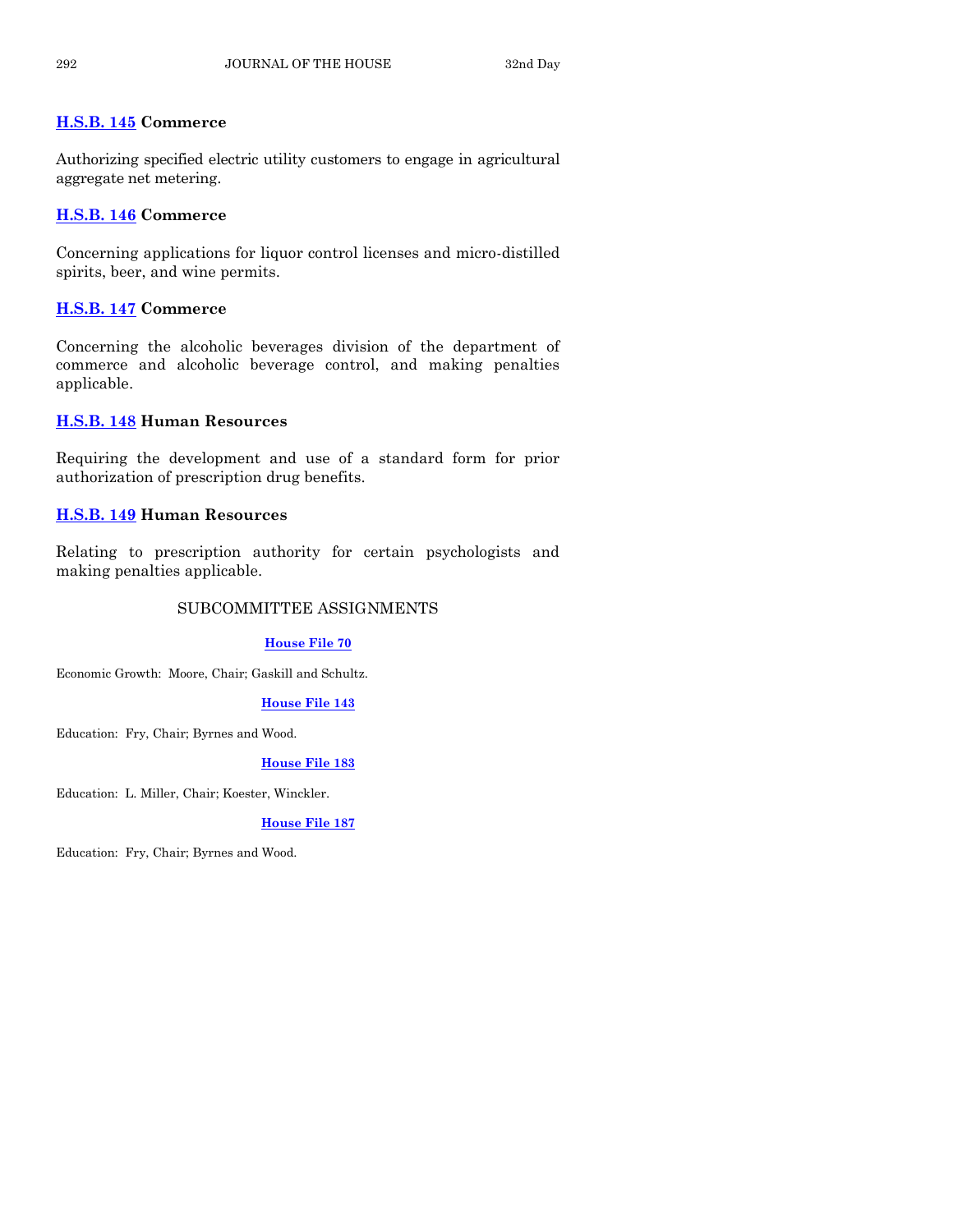**H.S.B. 145 Commerce**

Authorizing specified electric utility customers to engage in agricultural aggregate net metering.

**H.S.B. 146 Commerce**

Concerning applications for liquor control licenses and micro-distilled spirits, beer, and wine permits.

**H.S.B. 147 Commerce**

Concerning the alcoholic beverages division of the department of commerce and alcoholic beverage control, and making penalties applicable.

**H.S.B. 148 Human Resources**

Requiring the development and use of a standard form for prior authorization of prescription drug benefits.

**H.S.B. 149 Human Resources**

Relating to prescription authority for certain psychologists and making penalties applicable.

## SUBCOMMITTEE ASSIGNMENTS

**House File 70**

Economic Growth: Moore, Chair; Gaskill and Schultz.

**House File 143**

Education: Fry, Chair; Byrnes and Wood.

**House File 183**

Education: L. Miller, Chair; Koester, Winckler.

**House File 187**

Education: Fry, Chair; Byrnes and Wood.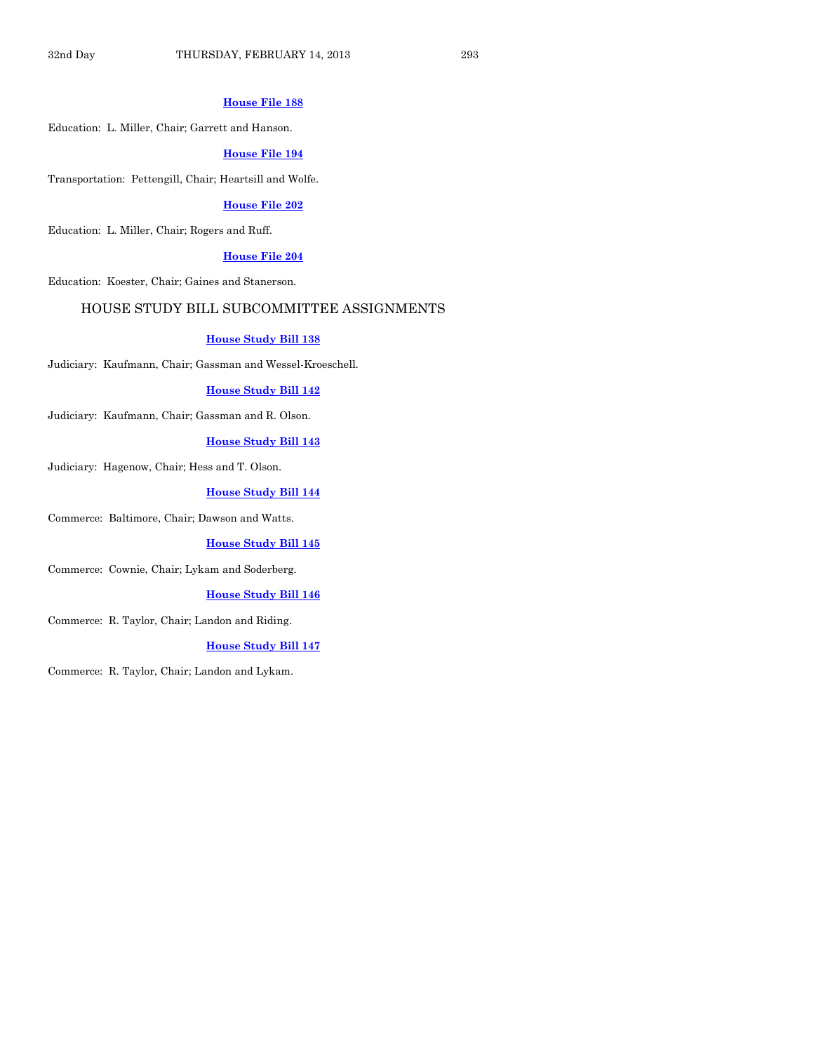**House File 188**

Education: L. Miller, Chair; Garrett and Hanson.

**House File 194**

Transportation: Pettengill, Chair; Heartsill and Wolfe.

**House File 202**

Education: L. Miller, Chair; Rogers and Ruff.

**House File 204**

Education: Koester, Chair; Gaines and Stanerson.

## HOUSE STUDY BILL SUBCOMMITTEE ASSIGNMENTS

**House Study Bill 138**

Judiciary: Kaufmann, Chair; Gassman and Wessel-Kroeschell.

**House Study Bill 142**

Judiciary: Kaufmann, Chair; Gassman and R. Olson.

**House Study Bill 143**

Judiciary: Hagenow, Chair; Hess and T. Olson.

**House Study Bill 144**

Commerce: Baltimore, Chair; Dawson and Watts.

**House Study Bill 145**

Commerce: Cownie, Chair; Lykam and Soderberg.

**House Study Bill 146**

Commerce: R. Taylor, Chair; Landon and Riding.

**House Study Bill 147**

Commerce: R. Taylor, Chair; Landon and Lykam.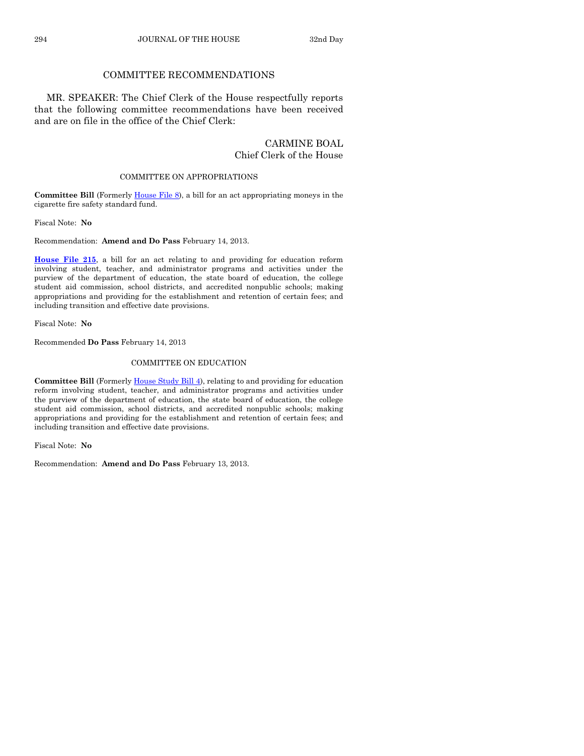## COMMITTEE RECOMMENDATIONS

MR. SPEAKER: The Chief Clerk of the House respectfully reports that the following committee recommendations have been received and are on file in the office of the Chief Clerk:

CARMINE BOAL
Chief Clerk of the House

### COMMITTEE ON APPROPRIATIONS

**Committee Bill** (Formerly House File 8), a bill for an act appropriating moneys in the cigarette fire safety standard fund.

Fiscal Note: **No**

Recommendation: **Amend and Do Pass** February 14, 2013.

**House File 215**, a bill for an act relating to and providing for education reform involving student, teacher, and administrator programs and activities under the purview of the department of education, the state board of education, the college student aid commission, school districts, and accredited nonpublic schools; making appropriations and providing for the establishment and retention of certain fees; and including transition and effective date provisions.

Fiscal Note: **No**

Recommended **Do Pass** February 14, 2013

### COMMITTEE ON EDUCATION

**Committee Bill** (Formerly House Study Bill 4), relating to and providing for education reform involving student, teacher, and administrator programs and activities under the purview of the department of education, the state board of education, the college student aid commission, school districts, and accredited nonpublic schools; making appropriations and providing for the establishment and retention of certain fees; and including transition and effective date provisions.

Fiscal Note: **No**

Recommendation: **Amend and Do Pass** February 13, 2013.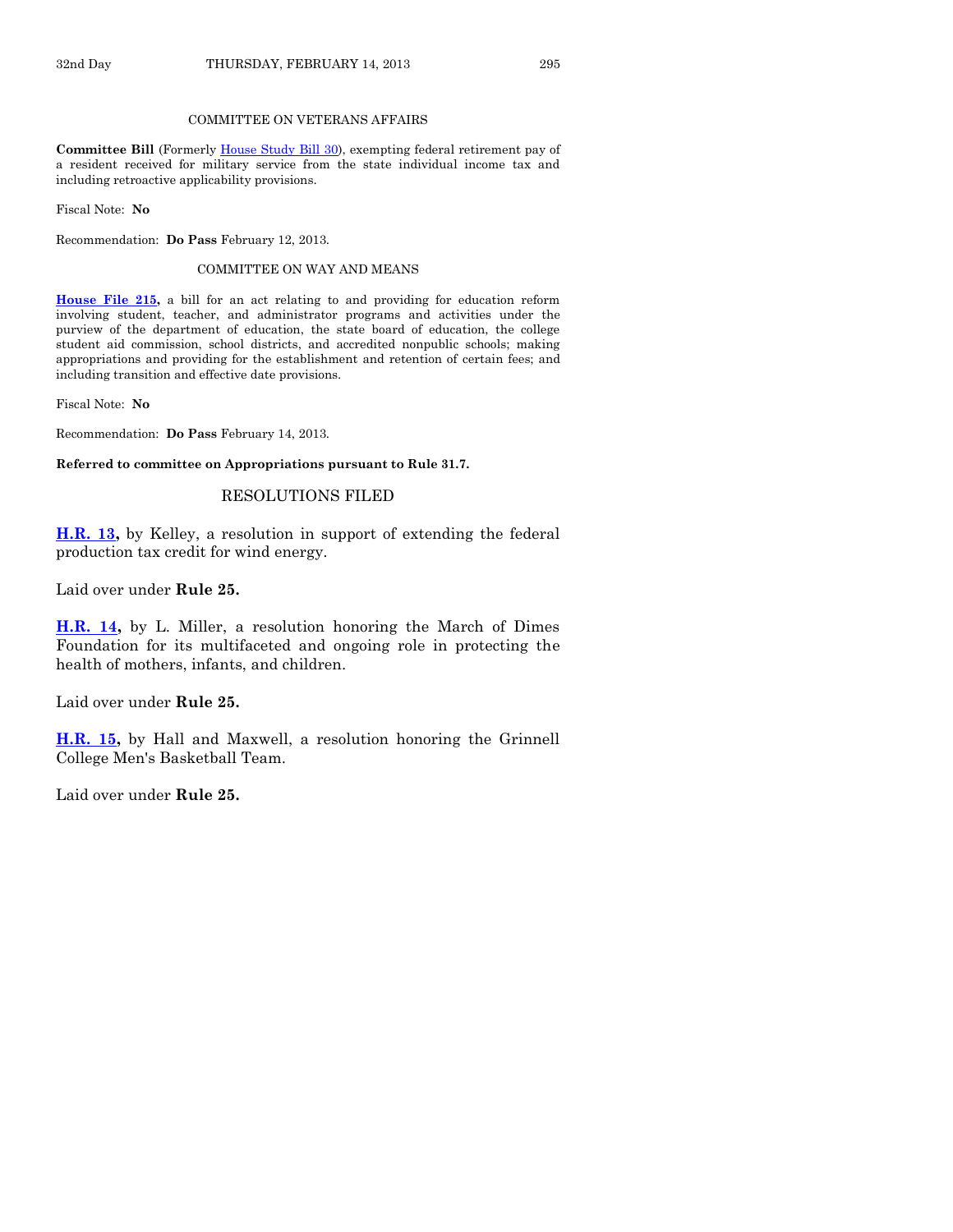COMMITTEE ON VETERANS AFFAIRS

**Committee Bill** (Formerly House Study Bill 30), exempting federal retirement pay of a resident received for military service from the state individual income tax and including retroactive applicability provisions.

Fiscal Note: **No**

Recommendation: **Do Pass** February 12, 2013.

COMMITTEE ON WAY AND MEANS

**House File 215,** a bill for an act relating to and providing for education reform involving student, teacher, and administrator programs and activities under the purview of the department of education, the state board of education, the college student aid commission, school districts, and accredited nonpublic schools; making appropriations and providing for the establishment and retention of certain fees; and including transition and effective date provisions.

Fiscal Note: **No**

Recommendation: **Do Pass** February 14, 2013.

**Referred to committee on Appropriations pursuant to Rule 31.7.**

## RESOLUTIONS FILED

**H.R. 13,** by Kelley, a resolution in support of extending the federal production tax credit for wind energy.

Laid over under **Rule 25.**

**H.R. 14,** by L. Miller, a resolution honoring the March of Dimes Foundation for its multifaceted and ongoing role in protecting the health of mothers, infants, and children.

Laid over under **Rule 25.**

**H.R. 15,** by Hall and Maxwell, a resolution honoring the Grinnell College Men's Basketball Team.

Laid over under **Rule 25.**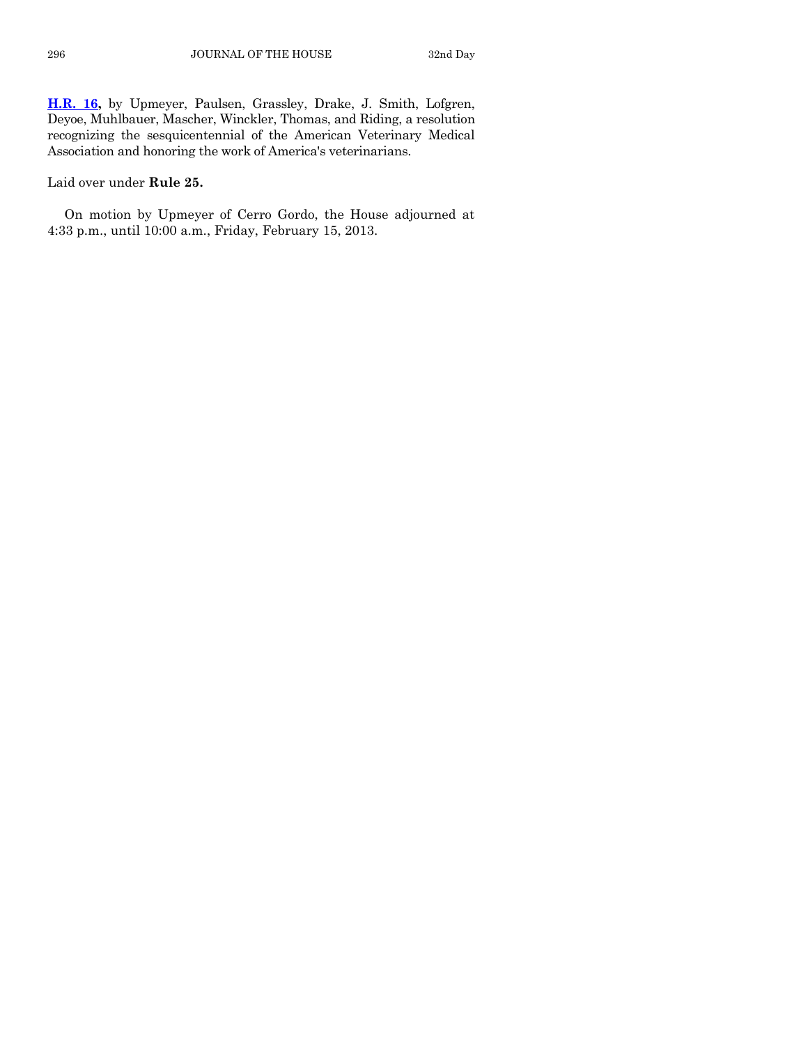**H.R. 16,** by Upmeyer, Paulsen, Grassley, Drake, J. Smith, Lofgren, Deyoe, Muhlbauer, Mascher, Winckler, Thomas, and Riding, a resolution recognizing the sesquicentennial of the American Veterinary Medical Association and honoring the work of America's veterinarians.

Laid over under **Rule 25.**

On motion by Upmeyer of Cerro Gordo, the House adjourned at 4:33 p.m., until 10:00 a.m., Friday, February 15, 2013.